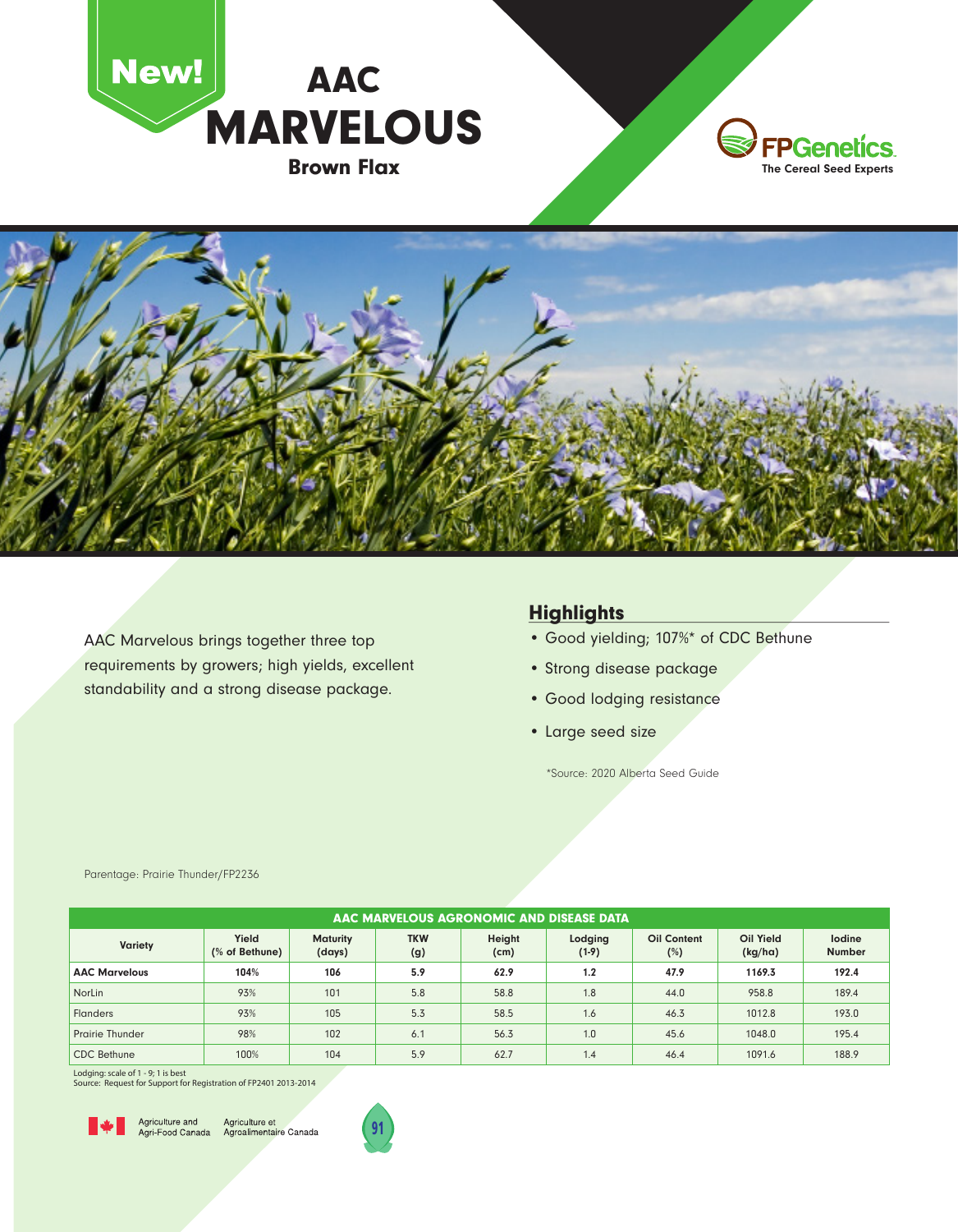New!

# AAC MARVELOUS

## Brown Flax

FPGenetics. The Cereal Seed Experts

AAC Marvelous brings together three top requirements by growers; high yields, excellent standability and a strong disease package.

## Highlights

- Good yielding; 107%* of CDC Bethune
- Strong disease package
- Good lodging resistance
- Large seed size

*Source: 2020 Alberta Seed Guide

Parentage: Prairie Thunder/FP2236

| AAC MARVELOUS AGRONOMIC AND DISEASE DATA | | | | | | | | |
|---|---|---|---|---|---|---|---|---|
| Variety | Yield (% of Bethune) | Maturity (days) | TKW (g) | Height (cm) | Lodging (1-9) | Oil Content (%) | Oil Yield (kg/ha) | Iodine Number |
| **AAC Marvelous** | **104%** | **106** | **5.9** | **62.9** | **1.2** | **47.9** | **1169.3** | **192.4** |
| NorLin | 93% | 101 | 5.8 | 58.8 | 1.8 | 44.0 | 958.8 | 189.4 |
| Flanders | 93% | 105 | 5.3 | 58.5 | 1.6 | 46.3 | 1012.8 | 193.0 |
| Prairie Thunder | 98% | 102 | 6.1 | 56.3 | 1.0 | 45.6 | 1048.0 | 195.4 |
| CDC Bethune | 100% | 104 | 5.9 | 62.7 | 1.4 | 46.4 | 1091.6 | 188.9 |

Lodging: scale of 1 - 9; 1 is best
Source: Request for Support for Registration of FP2401 2013-2014

Agriculture and Agri-Food Canada / Agriculture et Agroalimentaire Canada

91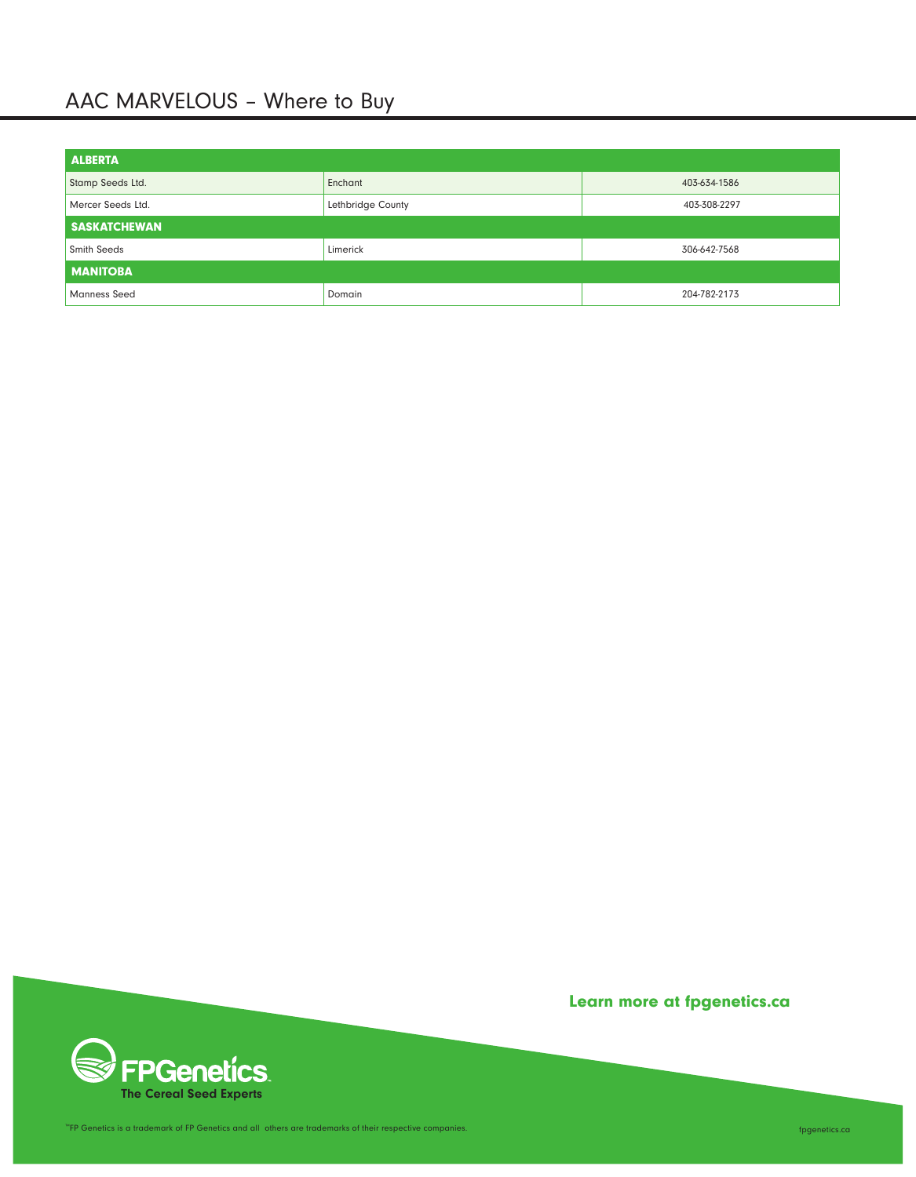# AAC MARVELOUS – Where to Buy

| | | |
|---|---|---|
| **ALBERTA** | | |
| Stamp Seeds Ltd. | Enchant | 403-634-1586 |
| Mercer Seeds Ltd. | Lethbridge County | 403-308-2297 |
| **SASKATCHEWAN** | | |
| Smith Seeds | Limerick | 306-642-7568 |
| **MANITOBA** | | |
| Manness Seed | Domain | 204-782-2173 |

**Learn more at fpgenetics.ca**

FPGenetics
The Cereal Seed Experts

™FP Genetics is a trademark of FP Genetics and all others are trademarks of their respective companies.

fpgenetics.ca